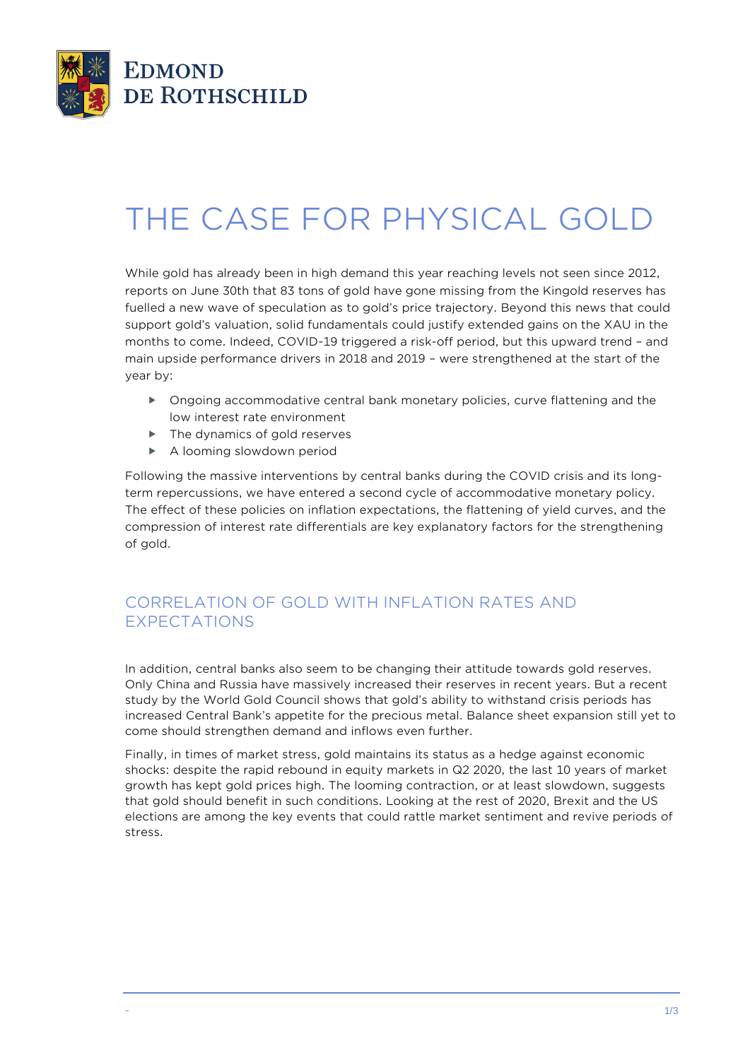# THE CASE FOR PHYSICAL GOLD

While gold has already been in high demand this year reaching levels not seen since 2012, reports on June 30th that 83 tons of gold have gone missing from the Kingold reserves has fuelled a new wave of speculation as to gold's price trajectory. Beyond this news that could support gold's valuation, solid fundamentals could justify extended gains on the XAU in the months to come. Indeed, COVID-19 triggered a risk-off period, but this upward trend – and main upside performance drivers in 2018 and 2019 – were strengthened at the start of the year by:

- Ongoing accommodative central bank monetary policies, curve flattening and the low interest rate environment
- The dynamics of gold reserves
- A looming slowdown period

Following the massive interventions by central banks during the COVID crisis and its long-term repercussions, we have entered a second cycle of accommodative monetary policy. The effect of these policies on inflation expectations, the flattening of yield curves, and the compression of interest rate differentials are key explanatory factors for the strengthening of gold.

## CORRELATION OF GOLD WITH INFLATION RATES AND EXPECTATIONS

In addition, central banks also seem to be changing their attitude towards gold reserves. Only China and Russia have massively increased their reserves in recent years. But a recent study by the World Gold Council shows that gold's ability to withstand crisis periods has increased Central Bank's appetite for the precious metal. Balance sheet expansion still yet to come should strengthen demand and inflows even further.

Finally, in times of market stress, gold maintains its status as a hedge against economic shocks: despite the rapid rebound in equity markets in Q2 2020, the last 10 years of market growth has kept gold prices high. The looming contraction, or at least slowdown, suggests that gold should benefit in such conditions. Looking at the rest of 2020, Brexit and the US elections are among the key events that could rattle market sentiment and revive periods of stress.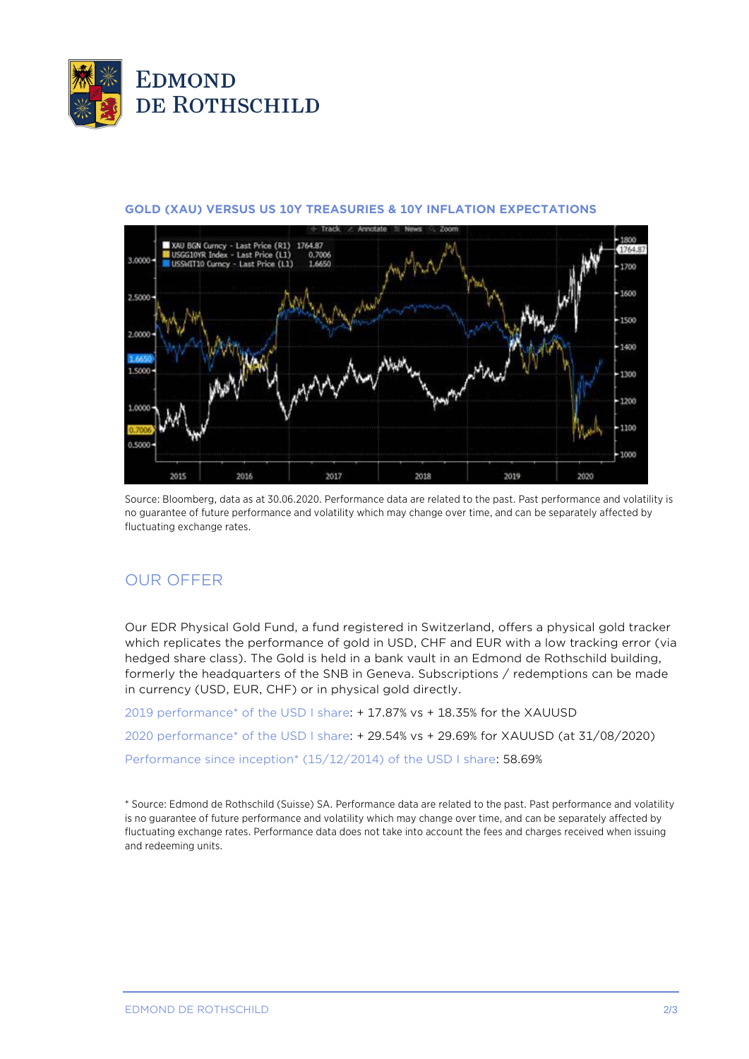### GOLD (XAU) VERSUS US 10Y TREASURIES & 10Y INFLATION EXPECTATIONS

Source: Bloomberg, data as at 30.06.2020. Performance data are related to the past. Past performance and volatility is no guarantee of future performance and volatility which may change over time, and can be separately affected by fluctuating exchange rates.

## OUR OFFER

Our EDR Physical Gold Fund, a fund registered in Switzerland, offers a physical gold tracker which replicates the performance of gold in USD, CHF and EUR with a low tracking error (via hedged share class). The Gold is held in a bank vault in an Edmond de Rothschild building, formerly the headquarters of the SNB in Geneva. Subscriptions / redemptions can be made in currency (USD, EUR, CHF) or in physical gold directly.

2019 performance* of the USD I share: + 17.87% vs + 18.35% for the XAUUSD

2020 performance* of the USD I share: + 29.54% vs + 29.69% for XAUUSD (at 31/08/2020)

Performance since inception* (15/12/2014) of the USD I share: 58.69%

* Source: Edmond de Rothschild (Suisse) SA. Performance data are related to the past. Past performance and volatility is no guarantee of future performance and volatility which may change over time, and can be separately affected by fluctuating exchange rates. Performance data does not take into account the fees and charges received when issuing and redeeming units.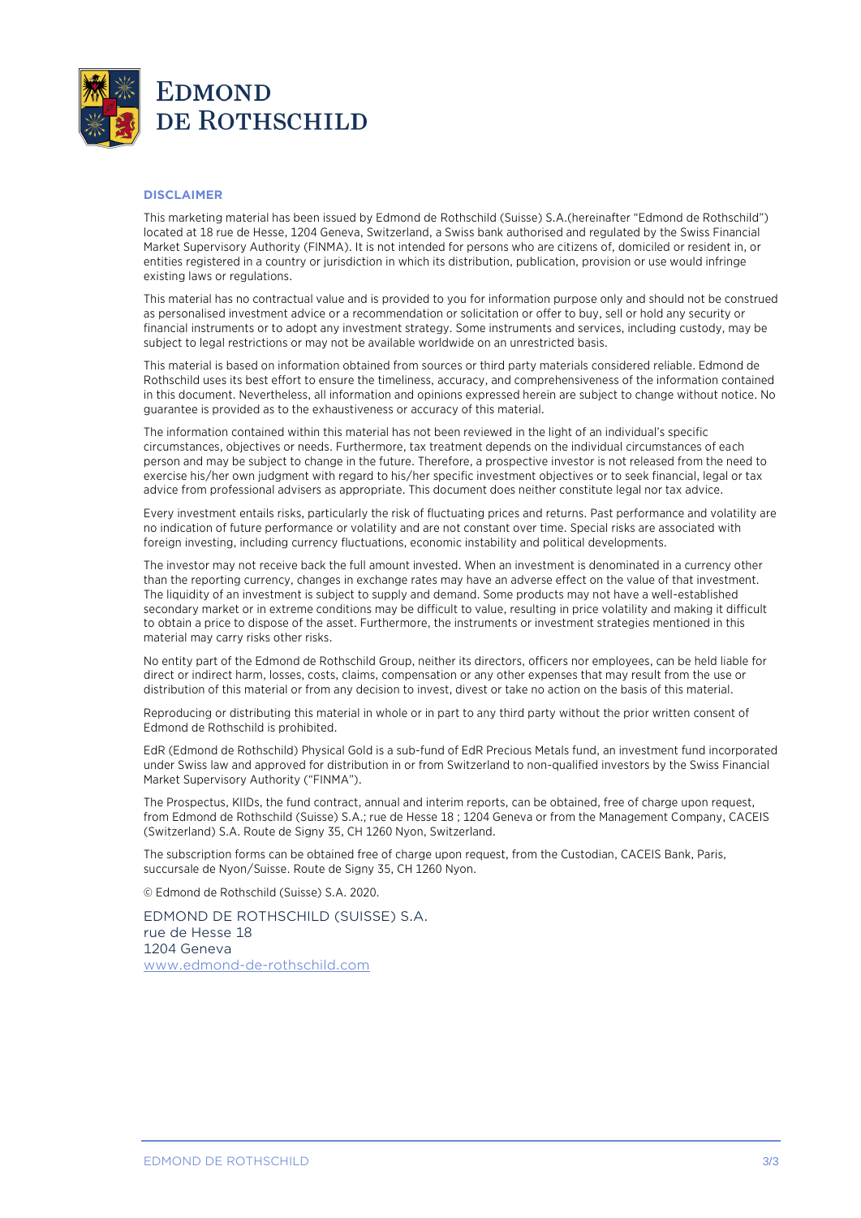EDMOND DE ROTHSCHILD

## DISCLAIMER

This marketing material has been issued by Edmond de Rothschild (Suisse) S.A.(hereinafter "Edmond de Rothschild") located at 18 rue de Hesse, 1204 Geneva, Switzerland, a Swiss bank authorised and regulated by the Swiss Financial Market Supervisory Authority (FINMA). It is not intended for persons who are citizens of, domiciled or resident in, or entities registered in a country or jurisdiction in which its distribution, publication, provision or use would infringe existing laws or regulations.

This material has no contractual value and is provided to you for information purpose only and should not be construed as personalised investment advice or a recommendation or solicitation or offer to buy, sell or hold any security or financial instruments or to adopt any investment strategy. Some instruments and services, including custody, may be subject to legal restrictions or may not be available worldwide on an unrestricted basis.

This material is based on information obtained from sources or third party materials considered reliable. Edmond de Rothschild uses its best effort to ensure the timeliness, accuracy, and comprehensiveness of the information contained in this document. Nevertheless, all information and opinions expressed herein are subject to change without notice. No guarantee is provided as to the exhaustiveness or accuracy of this material.

The information contained within this material has not been reviewed in the light of an individual's specific circumstances, objectives or needs. Furthermore, tax treatment depends on the individual circumstances of each person and may be subject to change in the future. Therefore, a prospective investor is not released from the need to exercise his/her own judgment with regard to his/her specific investment objectives or to seek financial, legal or tax advice from professional advisers as appropriate. This document does neither constitute legal nor tax advice.

Every investment entails risks, particularly the risk of fluctuating prices and returns. Past performance and volatility are no indication of future performance or volatility and are not constant over time. Special risks are associated with foreign investing, including currency fluctuations, economic instability and political developments.

The investor may not receive back the full amount invested. When an investment is denominated in a currency other than the reporting currency, changes in exchange rates may have an adverse effect on the value of that investment. The liquidity of an investment is subject to supply and demand. Some products may not have a well-established secondary market or in extreme conditions may be difficult to value, resulting in price volatility and making it difficult to obtain a price to dispose of the asset. Furthermore, the instruments or investment strategies mentioned in this material may carry risks other risks.

No entity part of the Edmond de Rothschild Group, neither its directors, officers nor employees, can be held liable for direct or indirect harm, losses, costs, claims, compensation or any other expenses that may result from the use or distribution of this material or from any decision to invest, divest or take no action on the basis of this material.

Reproducing or distributing this material in whole or in part to any third party without the prior written consent of Edmond de Rothschild is prohibited.

EdR (Edmond de Rothschild) Physical Gold is a sub-fund of EdR Precious Metals fund, an investment fund incorporated under Swiss law and approved for distribution in or from Switzerland to non-qualified investors by the Swiss Financial Market Supervisory Authority ("FINMA").

The Prospectus, KIIDs, the fund contract, annual and interim reports, can be obtained, free of charge upon request, from Edmond de Rothschild (Suisse) S.A.; rue de Hesse 18 ; 1204 Geneva or from the Management Company, CACEIS (Switzerland) S.A. Route de Signy 35, CH 1260 Nyon, Switzerland.

The subscription forms can be obtained free of charge upon request, from the Custodian, CACEIS Bank, Paris, succursale de Nyon/Suisse. Route de Signy 35, CH 1260 Nyon.

© Edmond de Rothschild (Suisse) S.A. 2020.

EDMOND DE ROTHSCHILD (SUISSE) S.A.
rue de Hesse 18
1204 Geneva
www.edmond-de-rothschild.com